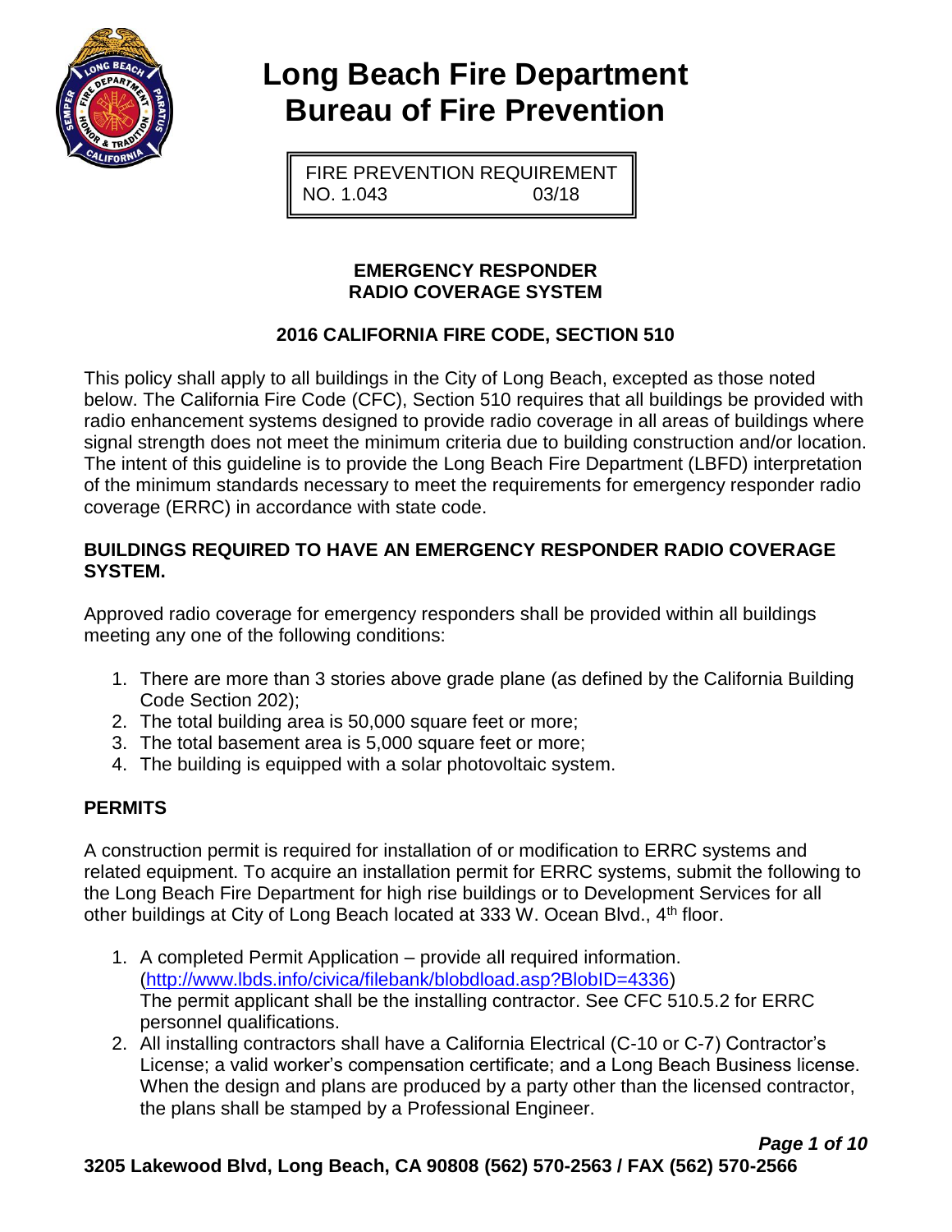# Long Beach Fire Department
# Bureau of Fire Prevention

FIRE PREVENTION REQUIREMENT
NO. 1.043 03/18

## EMERGENCY RESPONDER RADIO COVERAGE SYSTEM

## 2016 CALIFORNIA FIRE CODE, SECTION 510

This policy shall apply to all buildings in the City of Long Beach, excepted as those noted below. The California Fire Code (CFC), Section 510 requires that all buildings be provided with radio enhancement systems designed to provide radio coverage in all areas of buildings where signal strength does not meet the minimum criteria due to building construction and/or location. The intent of this guideline is to provide the Long Beach Fire Department (LBFD) interpretation of the minimum standards necessary to meet the requirements for emergency responder radio coverage (ERRC) in accordance with state code.

### BUILDINGS REQUIRED TO HAVE AN EMERGENCY RESPONDER RADIO COVERAGE SYSTEM.

Approved radio coverage for emergency responders shall be provided within all buildings meeting any one of the following conditions:

1. There are more than 3 stories above grade plane (as defined by the California Building Code Section 202);
2. The total building area is 50,000 square feet or more;
3. The total basement area is 5,000 square feet or more;
4. The building is equipped with a solar photovoltaic system.

### PERMITS

A construction permit is required for installation of or modification to ERRC systems and related equipment. To acquire an installation permit for ERRC systems, submit the following to the Long Beach Fire Department for high rise buildings or to Development Services for all other buildings at City of Long Beach located at 333 W. Ocean Blvd., 4th floor.

1. A completed Permit Application – provide all required information. (http://www.lbds.info/civica/filebank/blobdload.asp?BlobID=4336)
   The permit applicant shall be the installing contractor. See CFC 510.5.2 for ERRC personnel qualifications.
2. All installing contractors shall have a California Electrical (C-10 or C-7) Contractor's License; a valid worker's compensation certificate; and a Long Beach Business license. When the design and plans are produced by a party other than the licensed contractor, the plans shall be stamped by a Professional Engineer.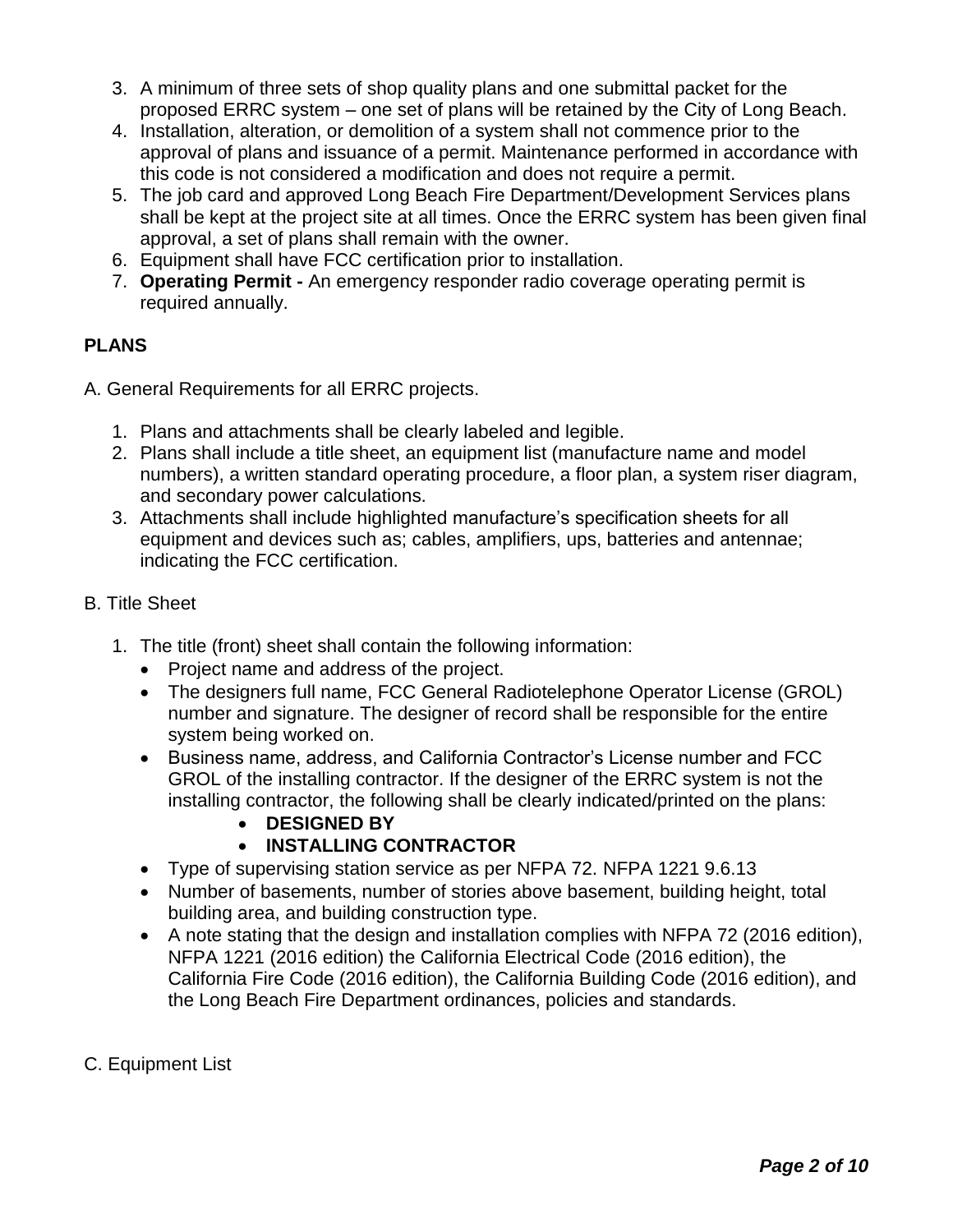3. A minimum of three sets of shop quality plans and one submittal packet for the proposed ERRC system – one set of plans will be retained by the City of Long Beach.
4. Installation, alteration, or demolition of a system shall not commence prior to the approval of plans and issuance of a permit. Maintenance performed in accordance with this code is not considered a modification and does not require a permit.
5. The job card and approved Long Beach Fire Department/Development Services plans shall be kept at the project site at all times. Once the ERRC system has been given final approval, a set of plans shall remain with the owner.
6. Equipment shall have FCC certification prior to installation.
7. **Operating Permit -** An emergency responder radio coverage operating permit is required annually.

## PLANS

A. General Requirements for all ERRC projects.

1. Plans and attachments shall be clearly labeled and legible.
2. Plans shall include a title sheet, an equipment list (manufacture name and model numbers), a written standard operating procedure, a floor plan, a system riser diagram, and secondary power calculations.
3. Attachments shall include highlighted manufacture's specification sheets for all equipment and devices such as; cables, amplifiers, ups, batteries and antennae; indicating the FCC certification.

B. Title Sheet

1. The title (front) sheet shall contain the following information:
   - Project name and address of the project.
   - The designers full name, FCC General Radiotelephone Operator License (GROL) number and signature. The designer of record shall be responsible for the entire system being worked on.
   - Business name, address, and California Contractor's License number and FCC GROL of the installing contractor. If the designer of the ERRC system is not the installing contractor, the following shall be clearly indicated/printed on the plans:
     - **DESIGNED BY**
     - **INSTALLING CONTRACTOR**
   - Type of supervising station service as per NFPA 72. NFPA 1221 9.6.13
   - Number of basements, number of stories above basement, building height, total building area, and building construction type.
   - A note stating that the design and installation complies with NFPA 72 (2016 edition), NFPA 1221 (2016 edition) the California Electrical Code (2016 edition), the California Fire Code (2016 edition), the California Building Code (2016 edition), and the Long Beach Fire Department ordinances, policies and standards.

C. Equipment List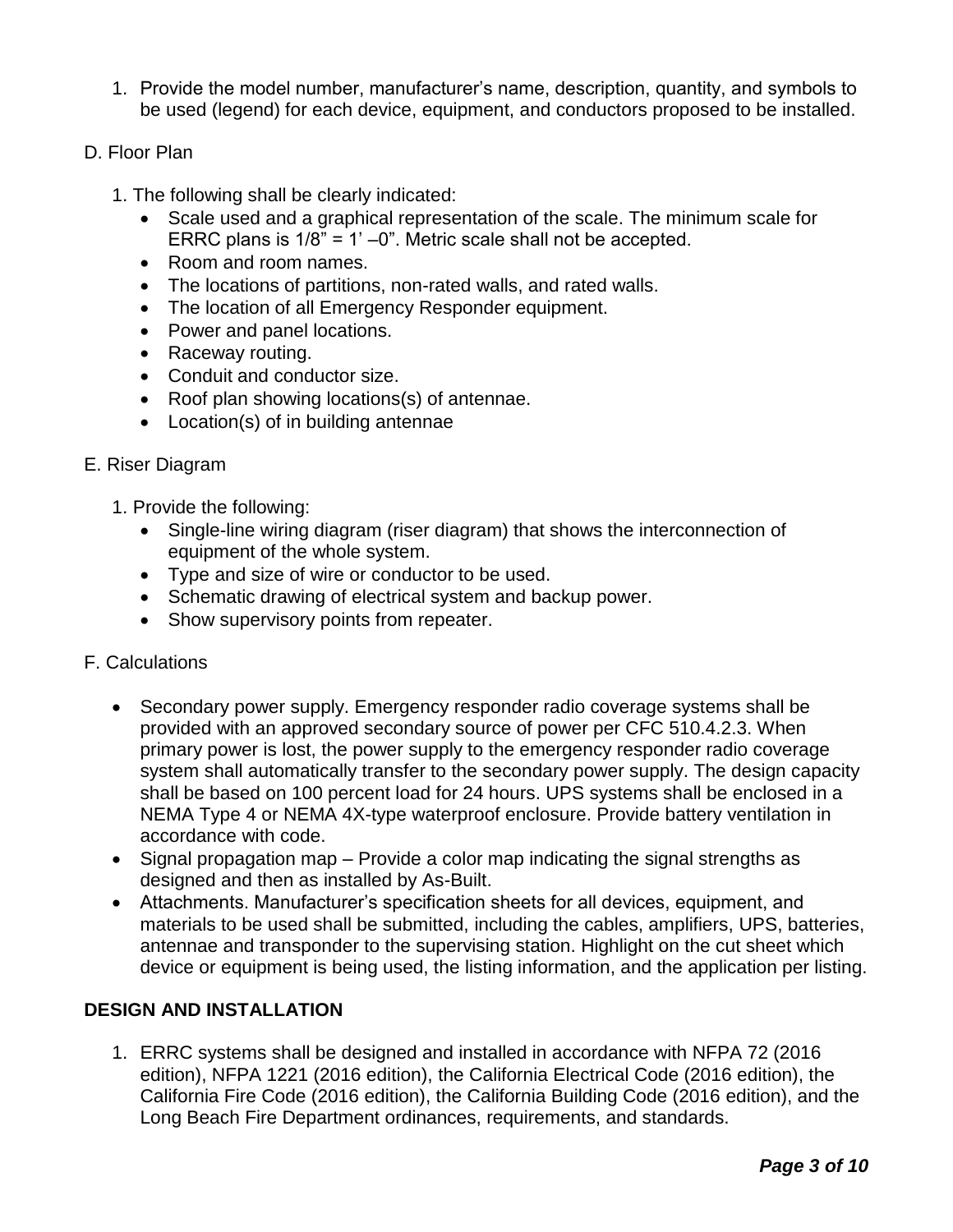1. Provide the model number, manufacturer's name, description, quantity, and symbols to be used (legend) for each device, equipment, and conductors proposed to be installed.

D. Floor Plan

1. The following shall be clearly indicated:
    - Scale used and a graphical representation of the scale. The minimum scale for ERRC plans is 1/8" = 1' –0". Metric scale shall not be accepted.
    - Room and room names.
    - The locations of partitions, non-rated walls, and rated walls.
    - The location of all Emergency Responder equipment.
    - Power and panel locations.
    - Raceway routing.
    - Conduit and conductor size.
    - Roof plan showing locations(s) of antennae.
    - Location(s) of in building antennae

E. Riser Diagram

1. Provide the following:
    - Single-line wiring diagram (riser diagram) that shows the interconnection of equipment of the whole system.
    - Type and size of wire or conductor to be used.
    - Schematic drawing of electrical system and backup power.
    - Show supervisory points from repeater.

F. Calculations

- Secondary power supply. Emergency responder radio coverage systems shall be provided with an approved secondary source of power per CFC 510.4.2.3. When primary power is lost, the power supply to the emergency responder radio coverage system shall automatically transfer to the secondary power supply. The design capacity shall be based on 100 percent load for 24 hours. UPS systems shall be enclosed in a NEMA Type 4 or NEMA 4X-type waterproof enclosure. Provide battery ventilation in accordance with code.
- Signal propagation map – Provide a color map indicating the signal strengths as designed and then as installed by As-Built.
- Attachments. Manufacturer's specification sheets for all devices, equipment, and materials to be used shall be submitted, including the cables, amplifiers, UPS, batteries, antennae and transponder to the supervising station. Highlight on the cut sheet which device or equipment is being used, the listing information, and the application per listing.

**DESIGN AND INSTALLATION**

1. ERRC systems shall be designed and installed in accordance with NFPA 72 (2016 edition), NFPA 1221 (2016 edition), the California Electrical Code (2016 edition), the California Fire Code (2016 edition), the California Building Code (2016 edition), and the Long Beach Fire Department ordinances, requirements, and standards.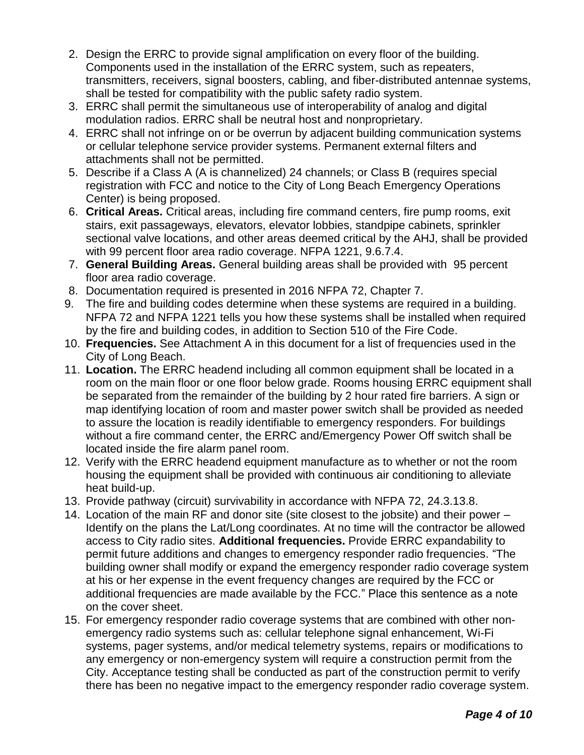2. Design the ERRC to provide signal amplification on every floor of the building. Components used in the installation of the ERRC system, such as repeaters, transmitters, receivers, signal boosters, cabling, and fiber-distributed antennae systems, shall be tested for compatibility with the public safety radio system.
3. ERRC shall permit the simultaneous use of interoperability of analog and digital modulation radios. ERRC shall be neutral host and nonproprietary.
4. ERRC shall not infringe on or be overrun by adjacent building communication systems or cellular telephone service provider systems. Permanent external filters and attachments shall not be permitted.
5. Describe if a Class A (A is channelized) 24 channels; or Class B (requires special registration with FCC and notice to the City of Long Beach Emergency Operations Center) is being proposed.
6. **Critical Areas.** Critical areas, including fire command centers, fire pump rooms, exit stairs, exit passageways, elevators, elevator lobbies, standpipe cabinets, sprinkler sectional valve locations, and other areas deemed critical by the AHJ, shall be provided with 99 percent floor area radio coverage. NFPA 1221, 9.6.7.4.
7. **General Building Areas.** General building areas shall be provided with 95 percent floor area radio coverage.
8. Documentation required is presented in 2016 NFPA 72, Chapter 7.
9. The fire and building codes determine when these systems are required in a building. NFPA 72 and NFPA 1221 tells you how these systems shall be installed when required by the fire and building codes, in addition to Section 510 of the Fire Code.
10. **Frequencies.** See Attachment A in this document for a list of frequencies used in the City of Long Beach.
11. **Location.** The ERRC headend including all common equipment shall be located in a room on the main floor or one floor below grade. Rooms housing ERRC equipment shall be separated from the remainder of the building by 2 hour rated fire barriers. A sign or map identifying location of room and master power switch shall be provided as needed to assure the location is readily identifiable to emergency responders. For buildings without a fire command center, the ERRC and/Emergency Power Off switch shall be located inside the fire alarm panel room.
12. Verify with the ERRC headend equipment manufacture as to whether or not the room housing the equipment shall be provided with continuous air conditioning to alleviate heat build-up.
13. Provide pathway (circuit) survivability in accordance with NFPA 72, 24.3.13.8.
14. Location of the main RF and donor site (site closest to the jobsite) and their power – Identify on the plans the Lat/Long coordinates. At no time will the contractor be allowed access to City radio sites. **Additional frequencies.** Provide ERRC expandability to permit future additions and changes to emergency responder radio frequencies. "The building owner shall modify or expand the emergency responder radio coverage system at his or her expense in the event frequency changes are required by the FCC or additional frequencies are made available by the FCC." Place this sentence as a note on the cover sheet.
15. For emergency responder radio coverage systems that are combined with other non-emergency radio systems such as: cellular telephone signal enhancement, Wi-Fi systems, pager systems, and/or medical telemetry systems, repairs or modifications to any emergency or non-emergency system will require a construction permit from the City. Acceptance testing shall be conducted as part of the construction permit to verify there has been no negative impact to the emergency responder radio coverage system.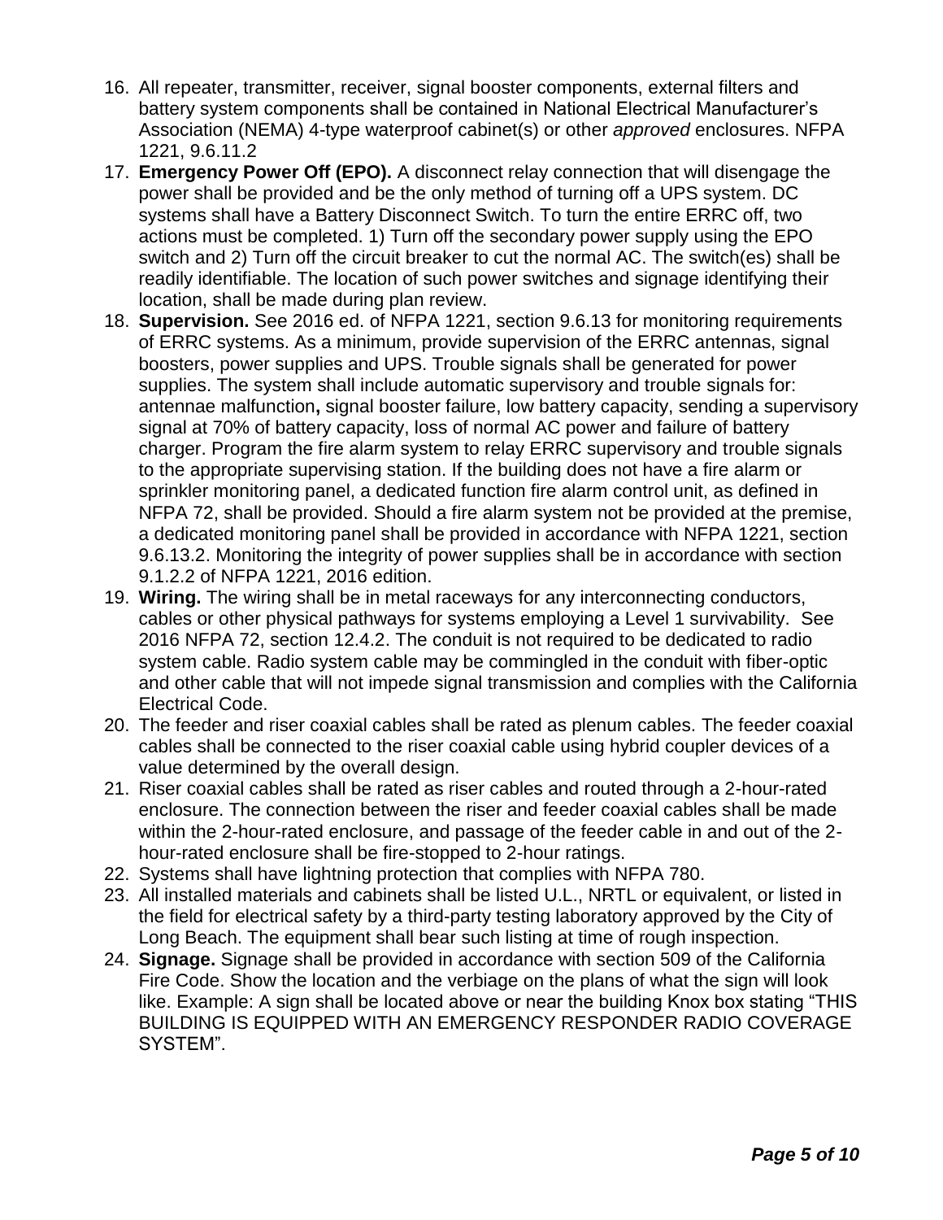16. All repeater, transmitter, receiver, signal booster components, external filters and battery system components shall be contained in National Electrical Manufacturer's Association (NEMA) 4-type waterproof cabinet(s) or other *approved* enclosures. NFPA 1221, 9.6.11.2
17. **Emergency Power Off (EPO).** A disconnect relay connection that will disengage the power shall be provided and be the only method of turning off a UPS system. DC systems shall have a Battery Disconnect Switch. To turn the entire ERRC off, two actions must be completed. 1) Turn off the secondary power supply using the EPO switch and 2) Turn off the circuit breaker to cut the normal AC. The switch(es) shall be readily identifiable. The location of such power switches and signage identifying their location, shall be made during plan review.
18. **Supervision.** See 2016 ed. of NFPA 1221, section 9.6.13 for monitoring requirements of ERRC systems. As a minimum, provide supervision of the ERRC antennas, signal boosters, power supplies and UPS. Trouble signals shall be generated for power supplies. The system shall include automatic supervisory and trouble signals for: antennae malfunction**,** signal booster failure, low battery capacity, sending a supervisory signal at 70% of battery capacity, loss of normal AC power and failure of battery charger. Program the fire alarm system to relay ERRC supervisory and trouble signals to the appropriate supervising station. If the building does not have a fire alarm or sprinkler monitoring panel, a dedicated function fire alarm control unit, as defined in NFPA 72, shall be provided. Should a fire alarm system not be provided at the premise, a dedicated monitoring panel shall be provided in accordance with NFPA 1221, section 9.6.13.2. Monitoring the integrity of power supplies shall be in accordance with section 9.1.2.2 of NFPA 1221, 2016 edition.
19. **Wiring.** The wiring shall be in metal raceways for any interconnecting conductors, cables or other physical pathways for systems employing a Level 1 survivability. See 2016 NFPA 72, section 12.4.2. The conduit is not required to be dedicated to radio system cable. Radio system cable may be commingled in the conduit with fiber-optic and other cable that will not impede signal transmission and complies with the California Electrical Code.
20. The feeder and riser coaxial cables shall be rated as plenum cables. The feeder coaxial cables shall be connected to the riser coaxial cable using hybrid coupler devices of a value determined by the overall design.
21. Riser coaxial cables shall be rated as riser cables and routed through a 2-hour-rated enclosure. The connection between the riser and feeder coaxial cables shall be made within the 2-hour-rated enclosure, and passage of the feeder cable in and out of the 2-hour-rated enclosure shall be fire-stopped to 2-hour ratings.
22. Systems shall have lightning protection that complies with NFPA 780.
23. All installed materials and cabinets shall be listed U.L., NRTL or equivalent, or listed in the field for electrical safety by a third-party testing laboratory approved by the City of Long Beach. The equipment shall bear such listing at time of rough inspection.
24. **Signage.** Signage shall be provided in accordance with section 509 of the California Fire Code. Show the location and the verbiage on the plans of what the sign will look like. Example: A sign shall be located above or near the building Knox box stating "THIS BUILDING IS EQUIPPED WITH AN EMERGENCY RESPONDER RADIO COVERAGE SYSTEM".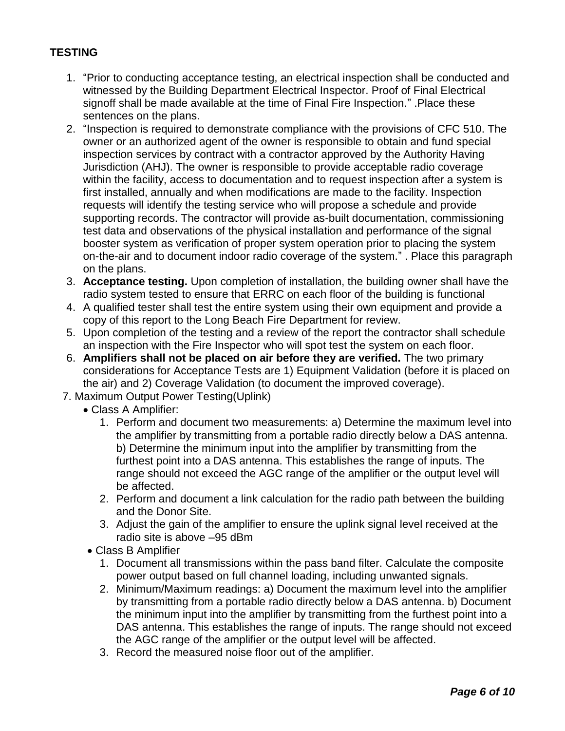**TESTING**

1. "Prior to conducting acceptance testing, an electrical inspection shall be conducted and witnessed by the Building Department Electrical Inspector. Proof of Final Electrical signoff shall be made available at the time of Final Fire Inspection." .Place these sentences on the plans.
2. "Inspection is required to demonstrate compliance with the provisions of CFC 510. The owner or an authorized agent of the owner is responsible to obtain and fund special inspection services by contract with a contractor approved by the Authority Having Jurisdiction (AHJ). The owner is responsible to provide acceptable radio coverage within the facility, access to documentation and to request inspection after a system is first installed, annually and when modifications are made to the facility. Inspection requests will identify the testing service who will propose a schedule and provide supporting records. The contractor will provide as-built documentation, commissioning test data and observations of the physical installation and performance of the signal booster system as verification of proper system operation prior to placing the system on-the-air and to document indoor radio coverage of the system." . Place this paragraph on the plans.
3. **Acceptance testing.** Upon completion of installation, the building owner shall have the radio system tested to ensure that ERRC on each floor of the building is functional
4. A qualified tester shall test the entire system using their own equipment and provide a copy of this report to the Long Beach Fire Department for review.
5. Upon completion of the testing and a review of the report the contractor shall schedule an inspection with the Fire Inspector who will spot test the system on each floor.
6. **Amplifiers shall not be placed on air before they are verified.** The two primary considerations for Acceptance Tests are 1) Equipment Validation (before it is placed on the air) and 2) Coverage Validation (to document the improved coverage).
7. Maximum Output Power Testing(Uplink)
   - Class A Amplifier:
     1. Perform and document two measurements: a) Determine the maximum level into the amplifier by transmitting from a portable radio directly below a DAS antenna. b) Determine the minimum input into the amplifier by transmitting from the furthest point into a DAS antenna. This establishes the range of inputs. The range should not exceed the AGC range of the amplifier or the output level will be affected.
     2. Perform and document a link calculation for the radio path between the building and the Donor Site.
     3. Adjust the gain of the amplifier to ensure the uplink signal level received at the radio site is above –95 dBm
   - Class B Amplifier
     1. Document all transmissions within the pass band filter. Calculate the composite power output based on full channel loading, including unwanted signals.
     2. Minimum/Maximum readings: a) Document the maximum level into the amplifier by transmitting from a portable radio directly below a DAS antenna. b) Document the minimum input into the amplifier by transmitting from the furthest point into a DAS antenna. This establishes the range of inputs. The range should not exceed the AGC range of the amplifier or the output level will be affected.
     3. Record the measured noise floor out of the amplifier.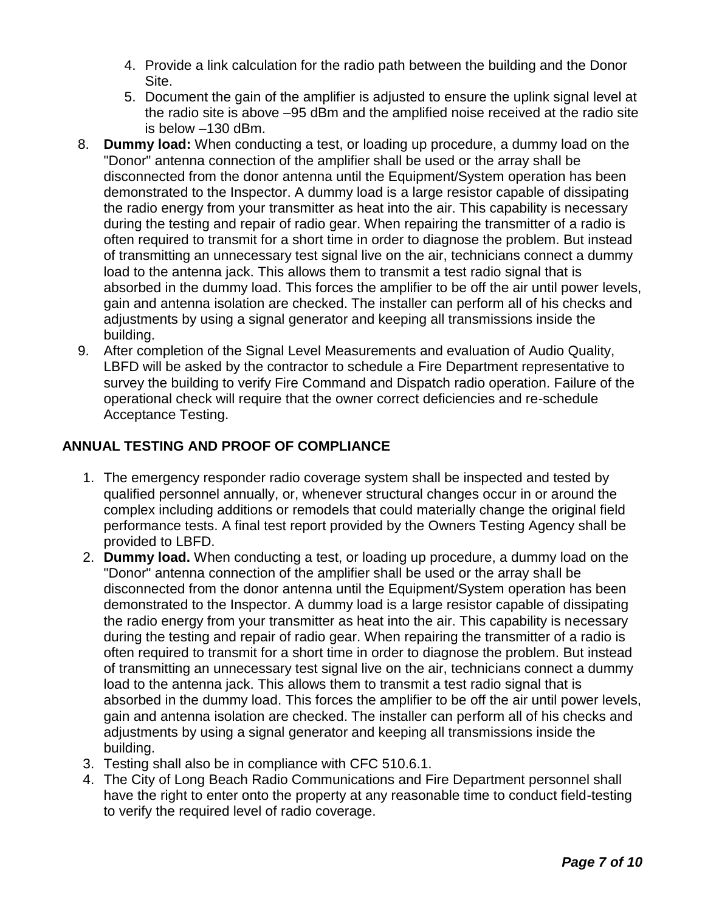4. Provide a link calculation for the radio path between the building and the Donor Site.
5. Document the gain of the amplifier is adjusted to ensure the uplink signal level at the radio site is above –95 dBm and the amplified noise received at the radio site is below –130 dBm.

8. **Dummy load:** When conducting a test, or loading up procedure, a dummy load on the "Donor" antenna connection of the amplifier shall be used or the array shall be disconnected from the donor antenna until the Equipment/System operation has been demonstrated to the Inspector. A dummy load is a large resistor capable of dissipating the radio energy from your transmitter as heat into the air. This capability is necessary during the testing and repair of radio gear. When repairing the transmitter of a radio is often required to transmit for a short time in order to diagnose the problem. But instead of transmitting an unnecessary test signal live on the air, technicians connect a dummy load to the antenna jack. This allows them to transmit a test radio signal that is absorbed in the dummy load. This forces the amplifier to be off the air until power levels, gain and antenna isolation are checked. The installer can perform all of his checks and adjustments by using a signal generator and keeping all transmissions inside the building.
9. After completion of the Signal Level Measurements and evaluation of Audio Quality, LBFD will be asked by the contractor to schedule a Fire Department representative to survey the building to verify Fire Command and Dispatch radio operation. Failure of the operational check will require that the owner correct deficiencies and re-schedule Acceptance Testing.

## ANNUAL TESTING AND PROOF OF COMPLIANCE

1. The emergency responder radio coverage system shall be inspected and tested by qualified personnel annually, or, whenever structural changes occur in or around the complex including additions or remodels that could materially change the original field performance tests. A final test report provided by the Owners Testing Agency shall be provided to LBFD.
2. **Dummy load.** When conducting a test, or loading up procedure, a dummy load on the "Donor" antenna connection of the amplifier shall be used or the array shall be disconnected from the donor antenna until the Equipment/System operation has been demonstrated to the Inspector. A dummy load is a large resistor capable of dissipating the radio energy from your transmitter as heat into the air. This capability is necessary during the testing and repair of radio gear. When repairing the transmitter of a radio is often required to transmit for a short time in order to diagnose the problem. But instead of transmitting an unnecessary test signal live on the air, technicians connect a dummy load to the antenna jack. This allows them to transmit a test radio signal that is absorbed in the dummy load. This forces the amplifier to be off the air until power levels, gain and antenna isolation are checked. The installer can perform all of his checks and adjustments by using a signal generator and keeping all transmissions inside the building.
3. Testing shall also be in compliance with CFC 510.6.1.
4. The City of Long Beach Radio Communications and Fire Department personnel shall have the right to enter onto the property at any reasonable time to conduct field-testing to verify the required level of radio coverage.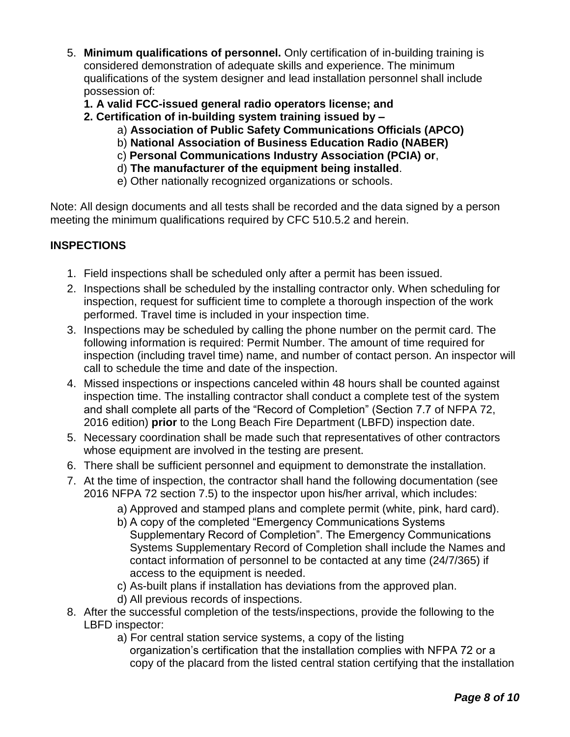5. **Minimum qualifications of personnel.** Only certification of in-building training is considered demonstration of adequate skills and experience. The minimum qualifications of the system designer and lead installation personnel shall include possession of:
   **1. A valid FCC-issued general radio operators license; and**
   **2. Certification of in-building system training issued by –**
      a) **Association of Public Safety Communications Officials (APCO)**
      b) **National Association of Business Education Radio (NABER)**
      c) **Personal Communications Industry Association (PCIA) or**,
      d) **The manufacturer of the equipment being installed**.
      e) Other nationally recognized organizations or schools.

Note: All design documents and all tests shall be recorded and the data signed by a person meeting the minimum qualifications required by CFC 510.5.2 and herein.

**INSPECTIONS**

1. Field inspections shall be scheduled only after a permit has been issued.
2. Inspections shall be scheduled by the installing contractor only. When scheduling for inspection, request for sufficient time to complete a thorough inspection of the work performed. Travel time is included in your inspection time.
3. Inspections may be scheduled by calling the phone number on the permit card. The following information is required: Permit Number. The amount of time required for inspection (including travel time) name, and number of contact person. An inspector will call to schedule the time and date of the inspection.
4. Missed inspections or inspections canceled within 48 hours shall be counted against inspection time. The installing contractor shall conduct a complete test of the system and shall complete all parts of the "Record of Completion" (Section 7.7 of NFPA 72, 2016 edition) **prior** to the Long Beach Fire Department (LBFD) inspection date.
5. Necessary coordination shall be made such that representatives of other contractors whose equipment are involved in the testing are present.
6. There shall be sufficient personnel and equipment to demonstrate the installation.
7. At the time of inspection, the contractor shall hand the following documentation (see 2016 NFPA 72 section 7.5) to the inspector upon his/her arrival, which includes:
   a) Approved and stamped plans and complete permit (white, pink, hard card).
   b) A copy of the completed "Emergency Communications Systems Supplementary Record of Completion". The Emergency Communications Systems Supplementary Record of Completion shall include the Names and contact information of personnel to be contacted at any time (24/7/365) if access to the equipment is needed.
   c) As-built plans if installation has deviations from the approved plan.
   d) All previous records of inspections.
8. After the successful completion of the tests/inspections, provide the following to the LBFD inspector:
   a) For central station service systems, a copy of the listing organization's certification that the installation complies with NFPA 72 or a copy of the placard from the listed central station certifying that the installation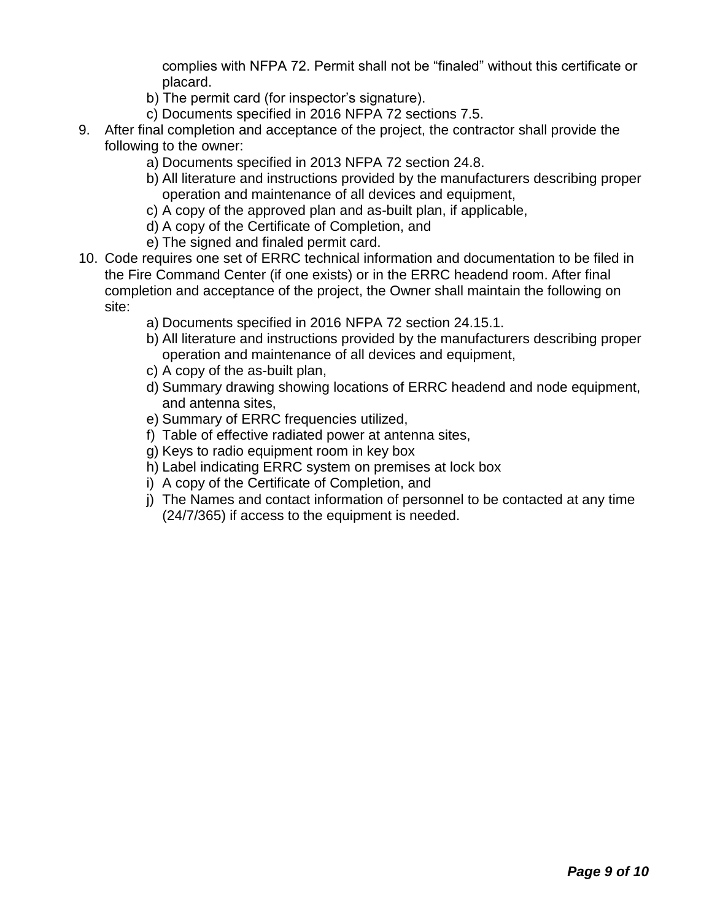complies with NFPA 72. Permit shall not be "finaled" without this certificate or placard.

b) The permit card (for inspector's signature).

c) Documents specified in 2016 NFPA 72 sections 7.5.

9. After final completion and acceptance of the project, the contractor shall provide the following to the owner:

   a) Documents specified in 2013 NFPA 72 section 24.8.

   b) All literature and instructions provided by the manufacturers describing proper operation and maintenance of all devices and equipment,

   c) A copy of the approved plan and as-built plan, if applicable,

   d) A copy of the Certificate of Completion, and

   e) The signed and finaled permit card.

10. Code requires one set of ERRC technical information and documentation to be filed in the Fire Command Center (if one exists) or in the ERRC headend room. After final completion and acceptance of the project, the Owner shall maintain the following on site:

   a) Documents specified in 2016 NFPA 72 section 24.15.1.

   b) All literature and instructions provided by the manufacturers describing proper operation and maintenance of all devices and equipment,

   c) A copy of the as-built plan,

   d) Summary drawing showing locations of ERRC headend and node equipment, and antenna sites,

   e) Summary of ERRC frequencies utilized,

   f) Table of effective radiated power at antenna sites,

   g) Keys to radio equipment room in key box

   h) Label indicating ERRC system on premises at lock box

   i) A copy of the Certificate of Completion, and

   j) The Names and contact information of personnel to be contacted at any time (24/7/365) if access to the equipment is needed.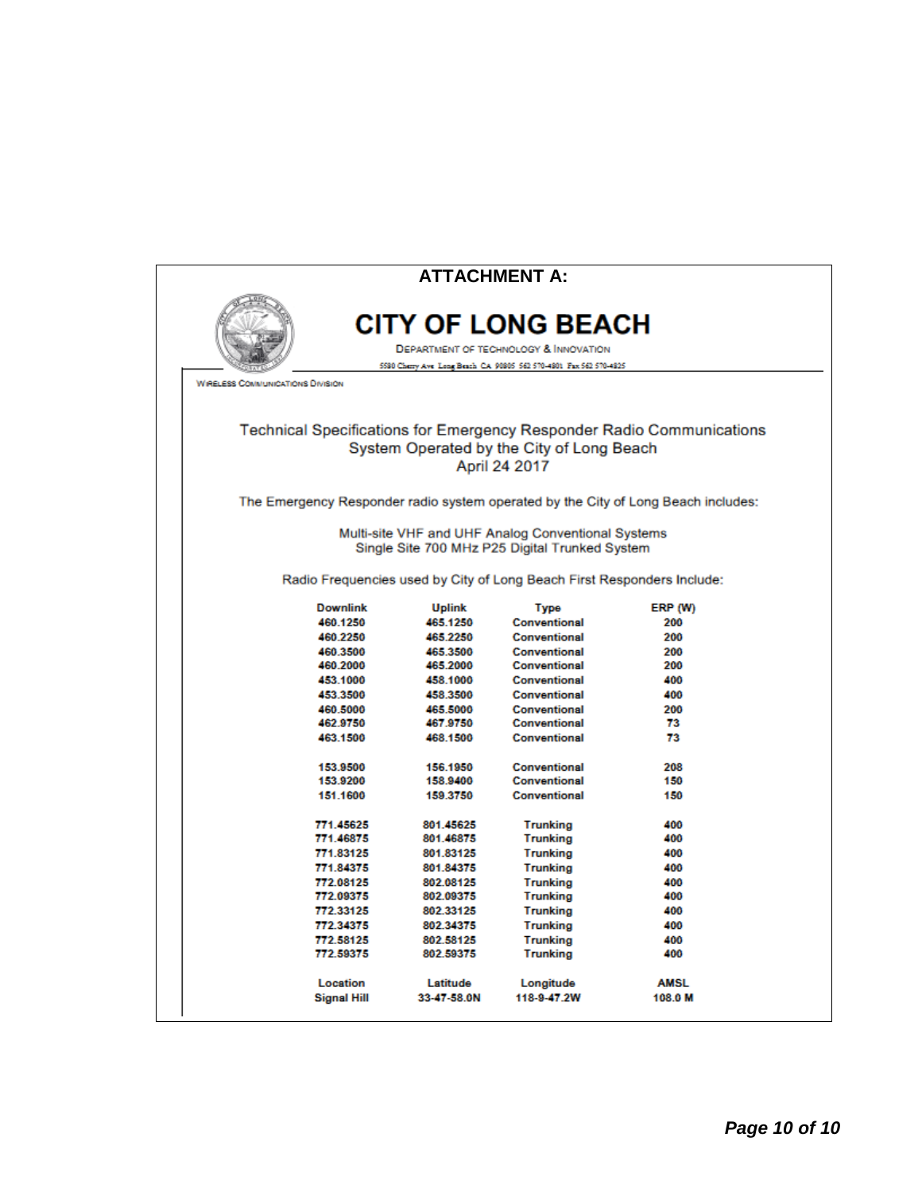## ATTACHMENT A:

# CITY OF LONG BEACH

DEPARTMENT OF TECHNOLOGY & INNOVATION

5580 Cherry Ave Long Beach CA 90805 562 570-4801 Fax 562 570-4825

WIRELESS COMMUNICATIONS DIVISION

Technical Specifications for Emergency Responder Radio Communications System Operated by the City of Long Beach
April 24 2017

The Emergency Responder radio system operated by the City of Long Beach includes:

Multi-site VHF and UHF Analog Conventional Systems
Single Site 700 MHz P25 Digital Trunked System

Radio Frequencies used by City of Long Beach First Responders Include:

| Downlink | Uplink | Type | ERP (W) |
|---|---|---|---|
| 460.1250 | 465.1250 | Conventional | 200 |
| 460.2250 | 465.2250 | Conventional | 200 |
| 460.3500 | 465.3500 | Conventional | 200 |
| 460.2000 | 465.2000 | Conventional | 200 |
| 453.1000 | 458.1000 | Conventional | 400 |
| 453.3500 | 458.3500 | Conventional | 400 |
| 460.5000 | 465.5000 | Conventional | 200 |
| 462.9750 | 467.9750 | Conventional | 73 |
| 463.1500 | 468.1500 | Conventional | 73 |
| 153.9500 | 156.1950 | Conventional | 208 |
| 153.9200 | 158.9400 | Conventional | 150 |
| 151.1600 | 159.3750 | Conventional | 150 |
| 771.45625 | 801.45625 | Trunking | 400 |
| 771.46875 | 801.46875 | Trunking | 400 |
| 771.83125 | 801.83125 | Trunking | 400 |
| 771.84375 | 801.84375 | Trunking | 400 |
| 772.08125 | 802.08125 | Trunking | 400 |
| 772.09375 | 802.09375 | Trunking | 400 |
| 772.33125 | 802.33125 | Trunking | 400 |
| 772.34375 | 802.34375 | Trunking | 400 |
| 772.58125 | 802.58125 | Trunking | 400 |
| 772.59375 | 802.59375 | Trunking | 400 |

| Location | Latitude | Longitude | AMSL |
|---|---|---|---|
| Signal Hill | 33-47-58.0N | 118-9-47.2W | 108.0 M |